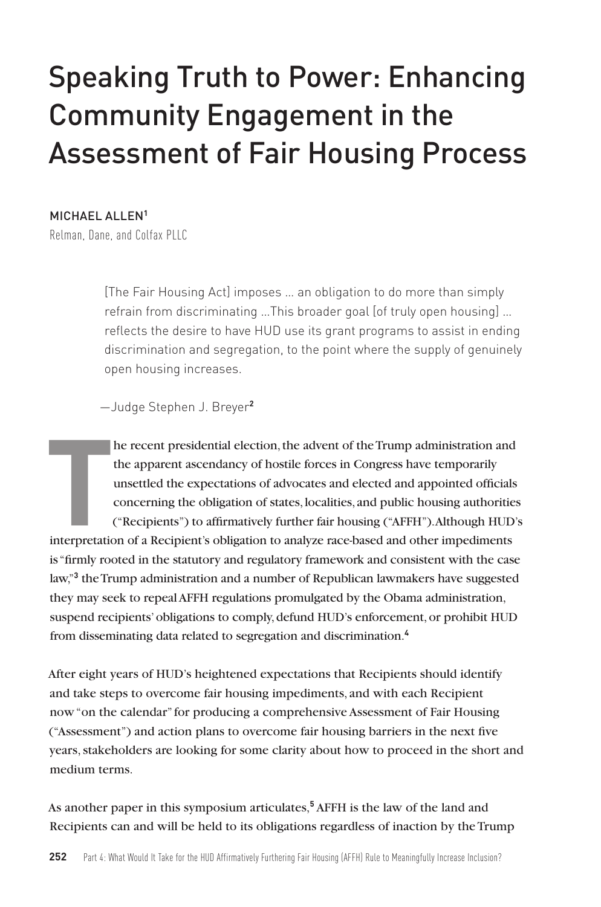# Speaking Truth to Power: Enhancing Community Engagement in the Assessment of Fair Housing Process

MICHAEL ALLEN[1]

Relman, Dane, and Colfax PLLC

> [The Fair Housing Act] imposes … an obligation to do more than simply refrain from discriminating …This broader goal [of truly open housing] … reflects the desire to have HUD use its grant programs to assist in ending discrimination and segregation, to the point where the supply of genuinely open housing increases.
>
> —Judge Stephen J. Breyer[2]

The recent presidential election, the advent of the Trump administration and the apparent ascendancy of hostile forces in Congress have temporarily unsettled the expectations of advocates and elected and appointed officials concerning the obligation of states, localities, and public housing authorities ("Recipients") to affirmatively further fair housing ("AFFH"). Although HUD's interpretation of a Recipient's obligation to analyze race-based and other impediments is "firmly rooted in the statutory and regulatory framework and consistent with the case law,"[3] the Trump administration and a number of Republican lawmakers have suggested they may seek to repeal AFFH regulations promulgated by the Obama administration, suspend recipients' obligations to comply, defund HUD's enforcement, or prohibit HUD from disseminating data related to segregation and discrimination.[4]

After eight years of HUD's heightened expectations that Recipients should identify and take steps to overcome fair housing impediments, and with each Recipient now "on the calendar" for producing a comprehensive Assessment of Fair Housing ("Assessment") and action plans to overcome fair housing barriers in the next five years, stakeholders are looking for some clarity about how to proceed in the short and medium terms.

As another paper in this symposium articulates,[5] AFFH is the law of the land and Recipients can and will be held to its obligations regardless of inaction by the Trump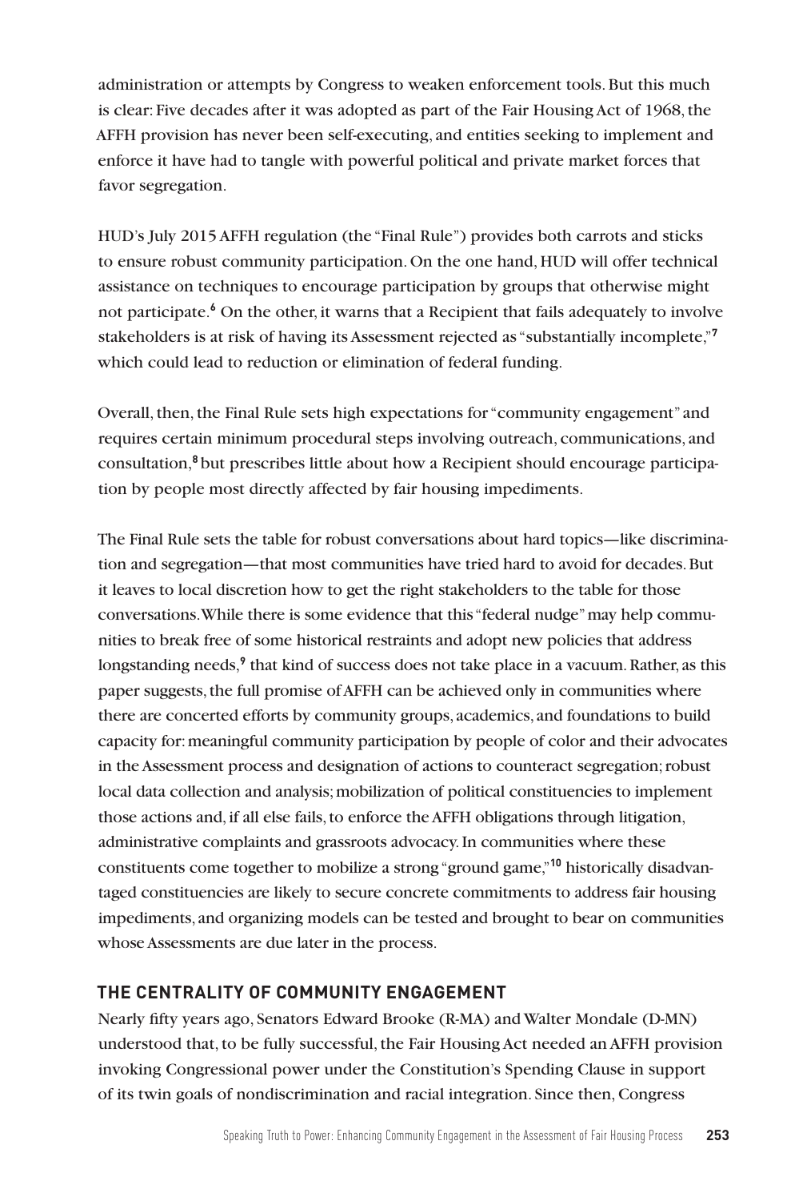administration or attempts by Congress to weaken enforcement tools. But this much is clear: Five decades after it was adopted as part of the Fair Housing Act of 1968, the AFFH provision has never been self-executing, and entities seeking to implement and enforce it have had to tangle with powerful political and private market forces that favor segregation.

HUD's July 2015 AFFH regulation (the "Final Rule") provides both carrots and sticks to ensure robust community participation. On the one hand, HUD will offer technical assistance on techniques to encourage participation by groups that otherwise might not participate.[6] On the other, it warns that a Recipient that fails adequately to involve stakeholders is at risk of having its Assessment rejected as "substantially incomplete,"[7] which could lead to reduction or elimination of federal funding.

Overall, then, the Final Rule sets high expectations for "community engagement" and requires certain minimum procedural steps involving outreach, communications, and consultation,[8] but prescribes little about how a Recipient should encourage participation by people most directly affected by fair housing impediments.

The Final Rule sets the table for robust conversations about hard topics—like discrimination and segregation—that most communities have tried hard to avoid for decades. But it leaves to local discretion how to get the right stakeholders to the table for those conversations. While there is some evidence that this "federal nudge" may help communities to break free of some historical restraints and adopt new policies that address longstanding needs,[9] that kind of success does not take place in a vacuum. Rather, as this paper suggests, the full promise of AFFH can be achieved only in communities where there are concerted efforts by community groups, academics, and foundations to build capacity for: meaningful community participation by people of color and their advocates in the Assessment process and designation of actions to counteract segregation; robust local data collection and analysis; mobilization of political constituencies to implement those actions and, if all else fails, to enforce the AFFH obligations through litigation, administrative complaints and grassroots advocacy. In communities where these constituents come together to mobilize a strong "ground game,"[10] historically disadvantaged constituencies are likely to secure concrete commitments to address fair housing impediments, and organizing models can be tested and brought to bear on communities whose Assessments are due later in the process.

## THE CENTRALITY OF COMMUNITY ENGAGEMENT

Nearly fifty years ago, Senators Edward Brooke (R-MA) and Walter Mondale (D-MN) understood that, to be fully successful, the Fair Housing Act needed an AFFH provision invoking Congressional power under the Constitution's Spending Clause in support of its twin goals of nondiscrimination and racial integration. Since then, Congress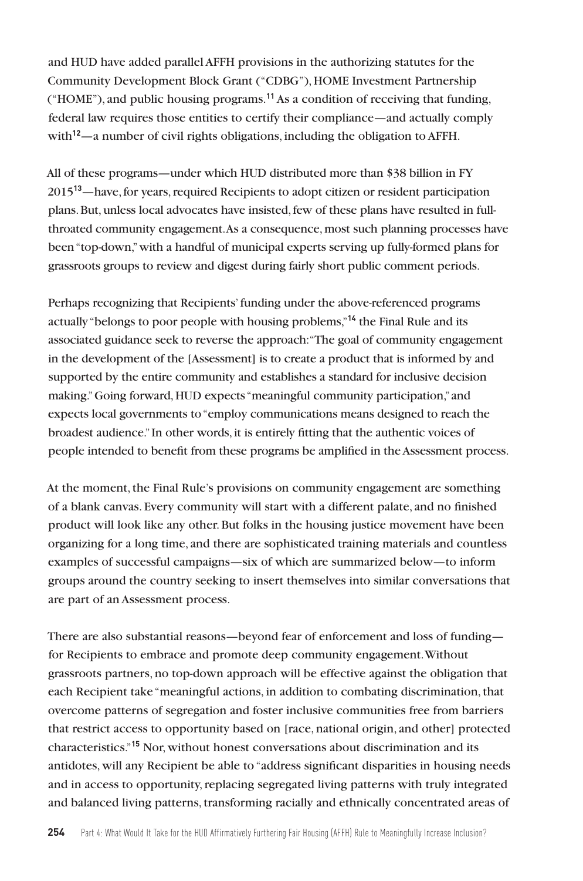and HUD have added parallel AFFH provisions in the authorizing statutes for the Community Development Block Grant ("CDBG"), HOME Investment Partnership ("HOME"), and public housing programs.[11] As a condition of receiving that funding, federal law requires those entities to certify their compliance—and actually comply with[12]—a number of civil rights obligations, including the obligation to AFFH.

All of these programs—under which HUD distributed more than $38 billion in FY 2015[13]—have, for years, required Recipients to adopt citizen or resident participation plans. But, unless local advocates have insisted, few of these plans have resulted in full-throated community engagement. As a consequence, most such planning processes have been "top-down," with a handful of municipal experts serving up fully-formed plans for grassroots groups to review and digest during fairly short public comment periods.

Perhaps recognizing that Recipients' funding under the above-referenced programs actually "belongs to poor people with housing problems,"[14] the Final Rule and its associated guidance seek to reverse the approach: "The goal of community engagement in the development of the [Assessment] is to create a product that is informed by and supported by the entire community and establishes a standard for inclusive decision making." Going forward, HUD expects "meaningful community participation," and expects local governments to "employ communications means designed to reach the broadest audience." In other words, it is entirely fitting that the authentic voices of people intended to benefit from these programs be amplified in the Assessment process.

At the moment, the Final Rule's provisions on community engagement are something of a blank canvas. Every community will start with a different palate, and no finished product will look like any other. But folks in the housing justice movement have been organizing for a long time, and there are sophisticated training materials and countless examples of successful campaigns—six of which are summarized below—to inform groups around the country seeking to insert themselves into similar conversations that are part of an Assessment process.

There are also substantial reasons—beyond fear of enforcement and loss of funding—for Recipients to embrace and promote deep community engagement. Without grassroots partners, no top-down approach will be effective against the obligation that each Recipient take "meaningful actions, in addition to combating discrimination, that overcome patterns of segregation and foster inclusive communities free from barriers that restrict access to opportunity based on [race, national origin, and other] protected characteristics."[15] Nor, without honest conversations about discrimination and its antidotes, will any Recipient be able to "address significant disparities in housing needs and in access to opportunity, replacing segregated living patterns with truly integrated and balanced living patterns, transforming racially and ethnically concentrated areas of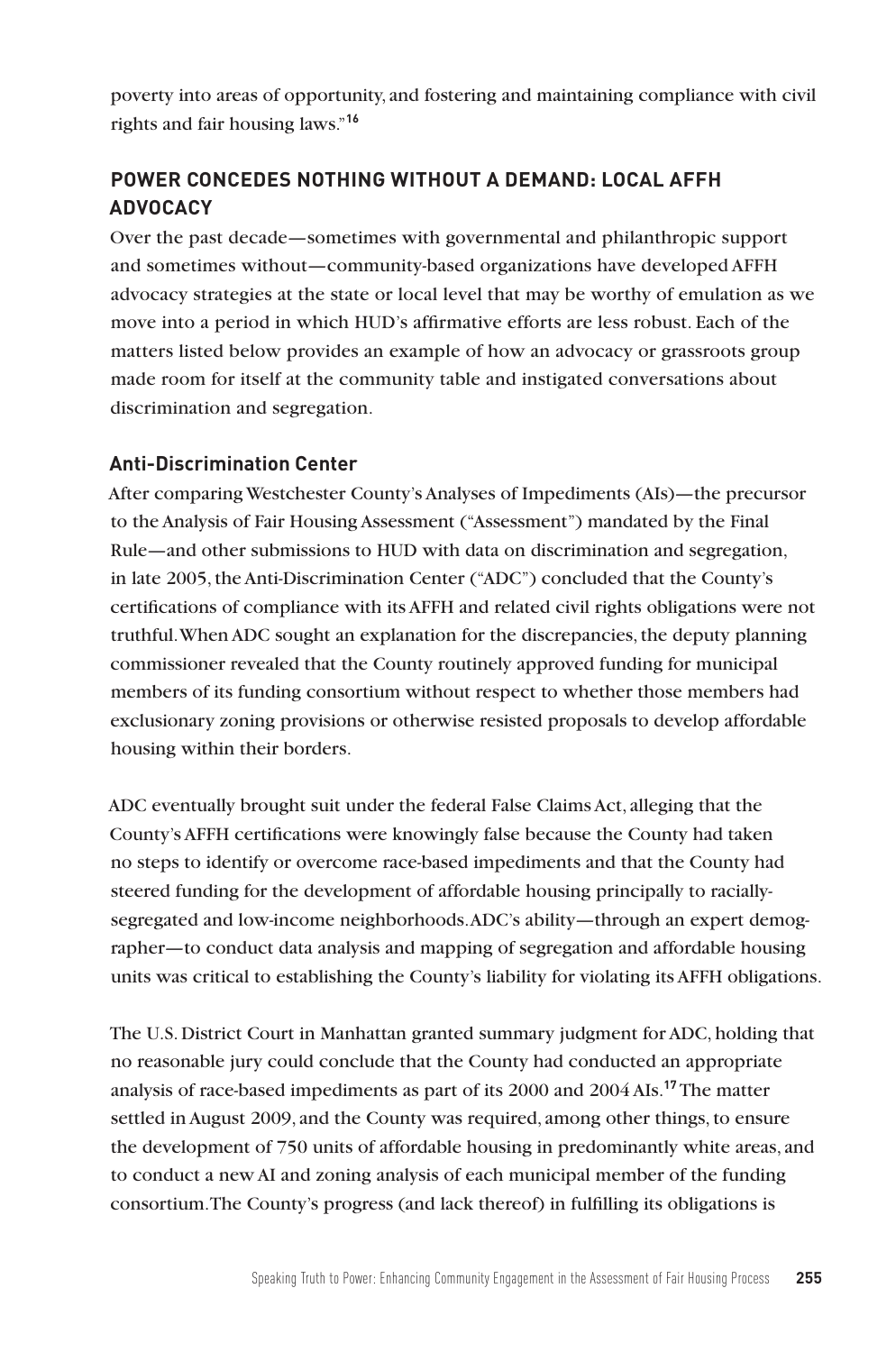poverty into areas of opportunity, and fostering and maintaining compliance with civil rights and fair housing laws."[16]

## POWER CONCEDES NOTHING WITHOUT A DEMAND: LOCAL AFFH ADVOCACY

Over the past decade—sometimes with governmental and philanthropic support and sometimes without—community-based organizations have developed AFFH advocacy strategies at the state or local level that may be worthy of emulation as we move into a period in which HUD's affirmative efforts are less robust. Each of the matters listed below provides an example of how an advocacy or grassroots group made room for itself at the community table and instigated conversations about discrimination and segregation.

### Anti-Discrimination Center

After comparing Westchester County's Analyses of Impediments (AIs)—the precursor to the Analysis of Fair Housing Assessment ("Assessment") mandated by the Final Rule—and other submissions to HUD with data on discrimination and segregation, in late 2005, the Anti-Discrimination Center ("ADC") concluded that the County's certifications of compliance with its AFFH and related civil rights obligations were not truthful. When ADC sought an explanation for the discrepancies, the deputy planning commissioner revealed that the County routinely approved funding for municipal members of its funding consortium without respect to whether those members had exclusionary zoning provisions or otherwise resisted proposals to develop affordable housing within their borders.

ADC eventually brought suit under the federal False Claims Act, alleging that the County's AFFH certifications were knowingly false because the County had taken no steps to identify or overcome race-based impediments and that the County had steered funding for the development of affordable housing principally to racially-segregated and low-income neighborhoods. ADC's ability—through an expert demographer—to conduct data analysis and mapping of segregation and affordable housing units was critical to establishing the County's liability for violating its AFFH obligations.

The U.S. District Court in Manhattan granted summary judgment for ADC, holding that no reasonable jury could conclude that the County had conducted an appropriate analysis of race-based impediments as part of its 2000 and 2004 AIs.[17] The matter settled in August 2009, and the County was required, among other things, to ensure the development of 750 units of affordable housing in predominantly white areas, and to conduct a new AI and zoning analysis of each municipal member of the funding consortium. The County's progress (and lack thereof) in fulfilling its obligations is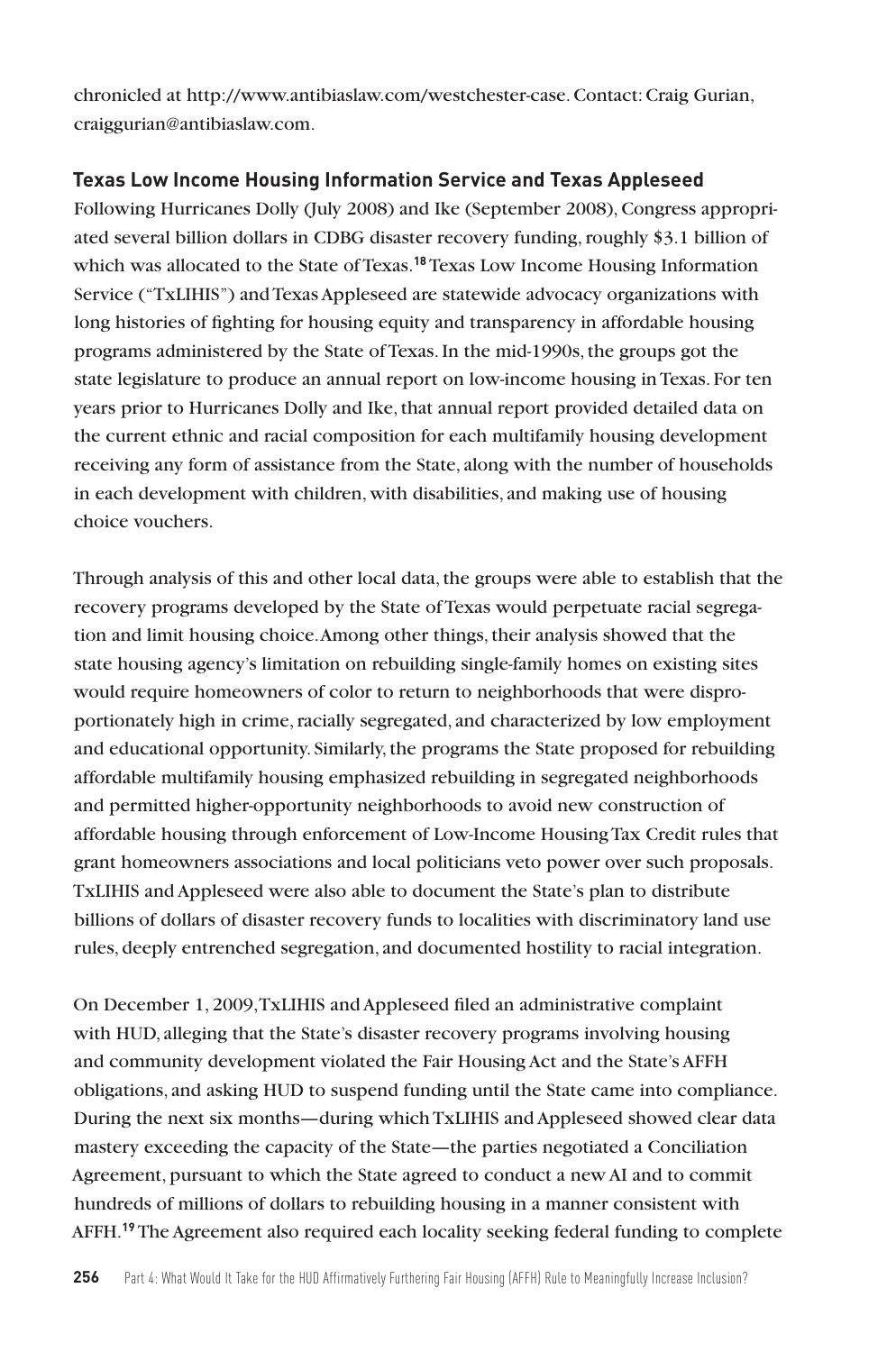chronicled at http://www.antibiaslaw.com/westchester-case. Contact: Craig Gurian, craiggurian@antibiaslaw.com.

### Texas Low Income Housing Information Service and Texas Appleseed

Following Hurricanes Dolly (July 2008) and Ike (September 2008), Congress appropriated several billion dollars in CDBG disaster recovery funding, roughly $3.1 billion of which was allocated to the State of Texas.[18] Texas Low Income Housing Information Service ("TxLIHIS") and Texas Appleseed are statewide advocacy organizations with long histories of fighting for housing equity and transparency in affordable housing programs administered by the State of Texas. In the mid-1990s, the groups got the state legislature to produce an annual report on low-income housing in Texas. For ten years prior to Hurricanes Dolly and Ike, that annual report provided detailed data on the current ethnic and racial composition for each multifamily housing development receiving any form of assistance from the State, along with the number of households in each development with children, with disabilities, and making use of housing choice vouchers.

Through analysis of this and other local data, the groups were able to establish that the recovery programs developed by the State of Texas would perpetuate racial segregation and limit housing choice. Among other things, their analysis showed that the state housing agency's limitation on rebuilding single-family homes on existing sites would require homeowners of color to return to neighborhoods that were disproportionately high in crime, racially segregated, and characterized by low employment and educational opportunity. Similarly, the programs the State proposed for rebuilding affordable multifamily housing emphasized rebuilding in segregated neighborhoods and permitted higher-opportunity neighborhoods to avoid new construction of affordable housing through enforcement of Low-Income Housing Tax Credit rules that grant homeowners associations and local politicians veto power over such proposals. TxLIHIS and Appleseed were also able to document the State's plan to distribute billions of dollars of disaster recovery funds to localities with discriminatory land use rules, deeply entrenched segregation, and documented hostility to racial integration.

On December 1, 2009, TxLIHIS and Appleseed filed an administrative complaint with HUD, alleging that the State's disaster recovery programs involving housing and community development violated the Fair Housing Act and the State's AFFH obligations, and asking HUD to suspend funding until the State came into compliance. During the next six months—during which TxLIHIS and Appleseed showed clear data mastery exceeding the capacity of the State—the parties negotiated a Conciliation Agreement, pursuant to which the State agreed to conduct a new AI and to commit hundreds of millions of dollars to rebuilding housing in a manner consistent with AFFH.[19] The Agreement also required each locality seeking federal funding to complete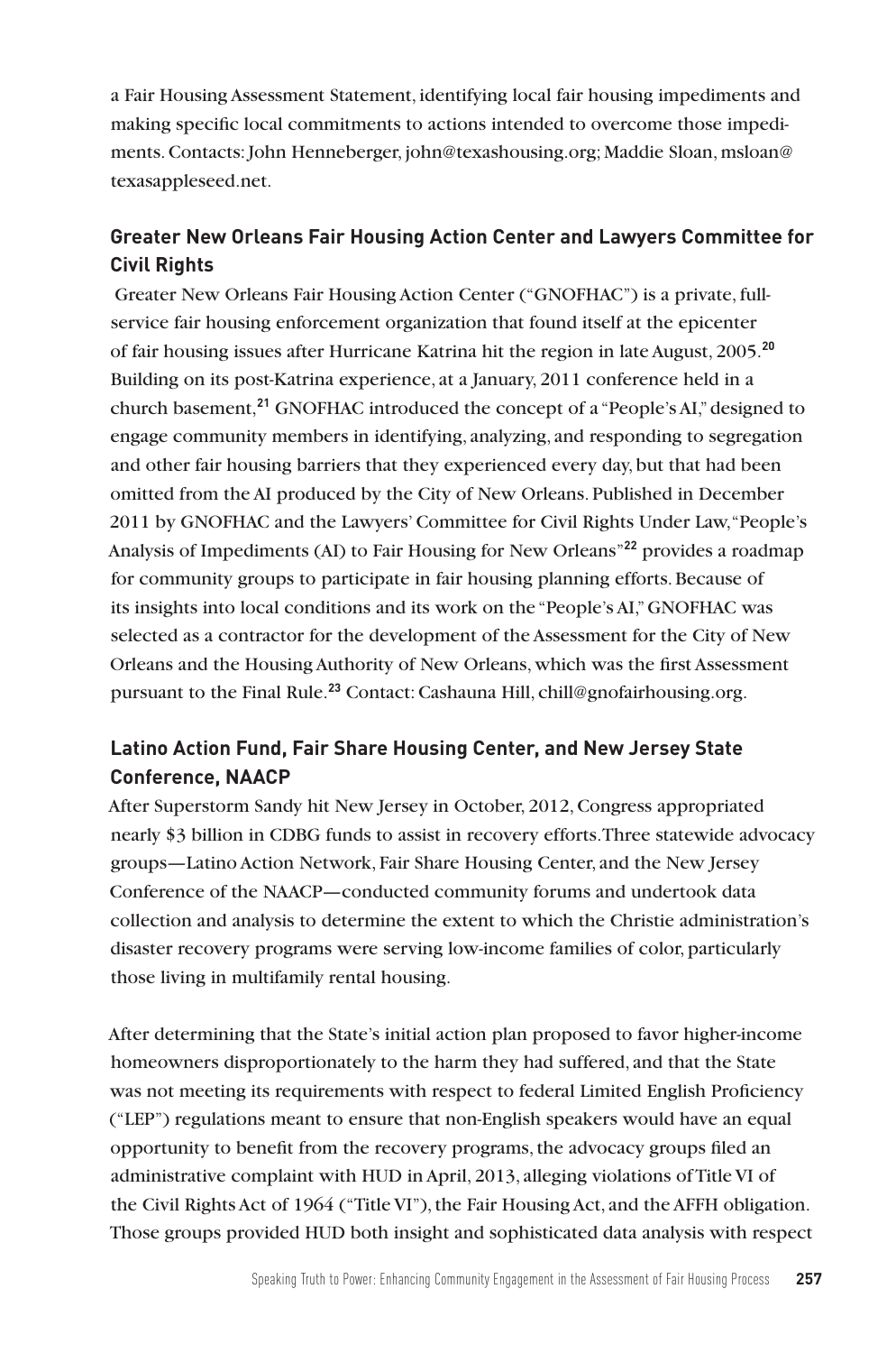a Fair Housing Assessment Statement, identifying local fair housing impediments and making specific local commitments to actions intended to overcome those impediments. Contacts: John Henneberger, john@texashousing.org; Maddie Sloan, msloan@texasappleseed.net.

### Greater New Orleans Fair Housing Action Center and Lawyers Committee for Civil Rights

Greater New Orleans Fair Housing Action Center ("GNOFHAC") is a private, full-service fair housing enforcement organization that found itself at the epicenter of fair housing issues after Hurricane Katrina hit the region in late August, 2005.[20] Building on its post-Katrina experience, at a January, 2011 conference held in a church basement,[21] GNOFHAC introduced the concept of a "People's AI," designed to engage community members in identifying, analyzing, and responding to segregation and other fair housing barriers that they experienced every day, but that had been omitted from the AI produced by the City of New Orleans. Published in December 2011 by GNOFHAC and the Lawyers' Committee for Civil Rights Under Law, "People's Analysis of Impediments (AI) to Fair Housing for New Orleans"[22] provides a roadmap for community groups to participate in fair housing planning efforts. Because of its insights into local conditions and its work on the "People's AI," GNOFHAC was selected as a contractor for the development of the Assessment for the City of New Orleans and the Housing Authority of New Orleans, which was the first Assessment pursuant to the Final Rule.[23] Contact: Cashauna Hill, chill@gnofairhousing.org.

### Latino Action Fund, Fair Share Housing Center, and New Jersey State Conference, NAACP

After Superstorm Sandy hit New Jersey in October, 2012, Congress appropriated nearly $3 billion in CDBG funds to assist in recovery efforts. Three statewide advocacy groups—Latino Action Network, Fair Share Housing Center, and the New Jersey Conference of the NAACP—conducted community forums and undertook data collection and analysis to determine the extent to which the Christie administration's disaster recovery programs were serving low-income families of color, particularly those living in multifamily rental housing.

After determining that the State's initial action plan proposed to favor higher-income homeowners disproportionately to the harm they had suffered, and that the State was not meeting its requirements with respect to federal Limited English Proficiency ("LEP") regulations meant to ensure that non-English speakers would have an equal opportunity to benefit from the recovery programs, the advocacy groups filed an administrative complaint with HUD in April, 2013, alleging violations of Title VI of the Civil Rights Act of 1964 ("Title VI"), the Fair Housing Act, and the AFFH obligation. Those groups provided HUD both insight and sophisticated data analysis with respect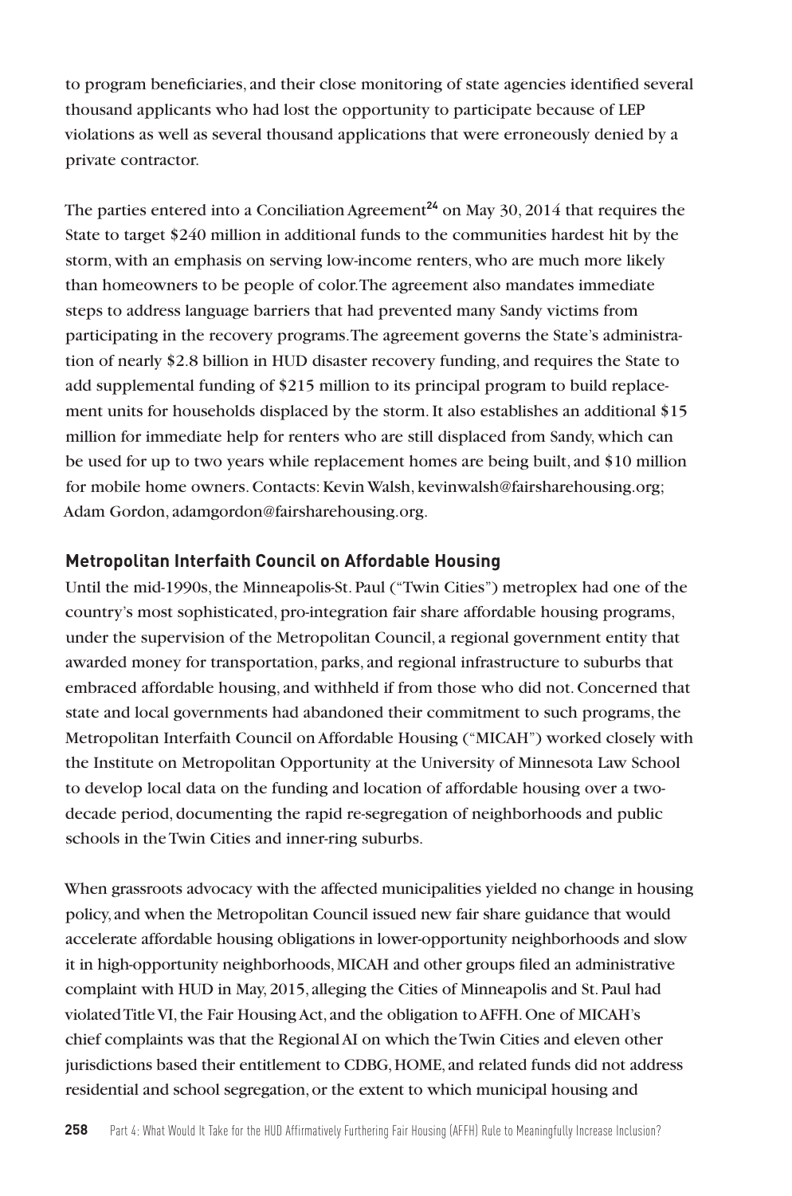to program beneficiaries, and their close monitoring of state agencies identified several thousand applicants who had lost the opportunity to participate because of LEP violations as well as several thousand applications that were erroneously denied by a private contractor.

The parties entered into a Conciliation Agreement[24] on May 30, 2014 that requires the State to target $240 million in additional funds to the communities hardest hit by the storm, with an emphasis on serving low-income renters, who are much more likely than homeowners to be people of color. The agreement also mandates immediate steps to address language barriers that had prevented many Sandy victims from participating in the recovery programs. The agreement governs the State's administration of nearly $2.8 billion in HUD disaster recovery funding, and requires the State to add supplemental funding of $215 million to its principal program to build replacement units for households displaced by the storm. It also establishes an additional $15 million for immediate help for renters who are still displaced from Sandy, which can be used for up to two years while replacement homes are being built, and $10 million for mobile home owners. Contacts: Kevin Walsh, kevinwalsh@fairsharehousing.org; Adam Gordon, adamgordon@fairsharehousing.org.

### Metropolitan Interfaith Council on Affordable Housing

Until the mid-1990s, the Minneapolis-St. Paul ("Twin Cities") metroplex had one of the country's most sophisticated, pro-integration fair share affordable housing programs, under the supervision of the Metropolitan Council, a regional government entity that awarded money for transportation, parks, and regional infrastructure to suburbs that embraced affordable housing, and withheld if from those who did not. Concerned that state and local governments had abandoned their commitment to such programs, the Metropolitan Interfaith Council on Affordable Housing ("MICAH") worked closely with the Institute on Metropolitan Opportunity at the University of Minnesota Law School to develop local data on the funding and location of affordable housing over a two-decade period, documenting the rapid re-segregation of neighborhoods and public schools in the Twin Cities and inner-ring suburbs.

When grassroots advocacy with the affected municipalities yielded no change in housing policy, and when the Metropolitan Council issued new fair share guidance that would accelerate affordable housing obligations in lower-opportunity neighborhoods and slow it in high-opportunity neighborhoods, MICAH and other groups filed an administrative complaint with HUD in May, 2015, alleging the Cities of Minneapolis and St. Paul had violated Title VI, the Fair Housing Act, and the obligation to AFFH. One of MICAH's chief complaints was that the Regional AI on which the Twin Cities and eleven other jurisdictions based their entitlement to CDBG, HOME, and related funds did not address residential and school segregation, or the extent to which municipal housing and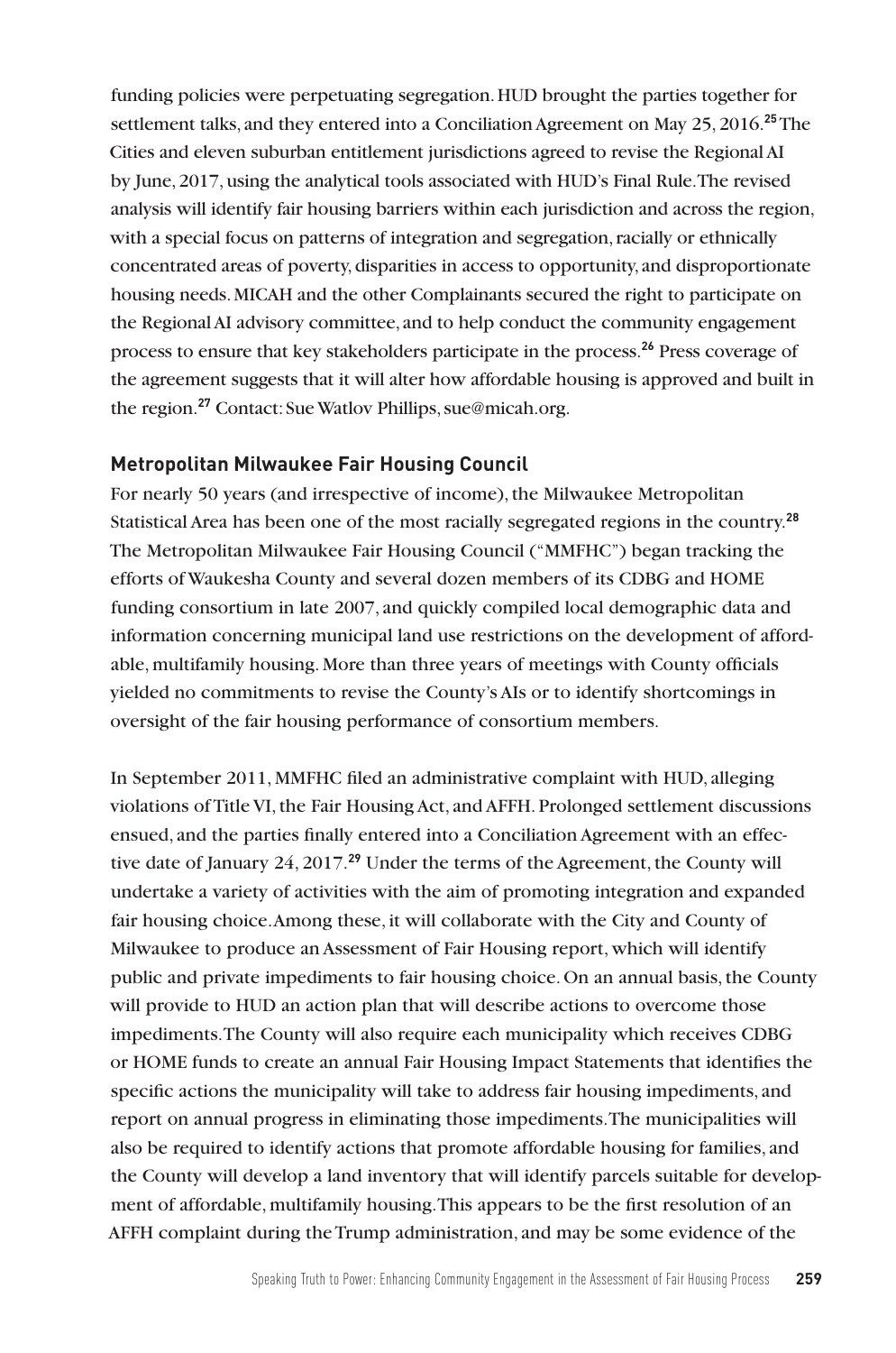funding policies were perpetuating segregation. HUD brought the parties together for settlement talks, and they entered into a Conciliation Agreement on May 25, 2016.[25] The Cities and eleven suburban entitlement jurisdictions agreed to revise the Regional AI by June, 2017, using the analytical tools associated with HUD's Final Rule. The revised analysis will identify fair housing barriers within each jurisdiction and across the region, with a special focus on patterns of integration and segregation, racially or ethnically concentrated areas of poverty, disparities in access to opportunity, and disproportionate housing needs. MICAH and the other Complainants secured the right to participate on the Regional AI advisory committee, and to help conduct the community engagement process to ensure that key stakeholders participate in the process.[26] Press coverage of the agreement suggests that it will alter how affordable housing is approved and built in the region.[27] Contact: Sue Watlov Phillips, sue@micah.org.

### Metropolitan Milwaukee Fair Housing Council

For nearly 50 years (and irrespective of income), the Milwaukee Metropolitan Statistical Area has been one of the most racially segregated regions in the country.[28] The Metropolitan Milwaukee Fair Housing Council ("MMFHC") began tracking the efforts of Waukesha County and several dozen members of its CDBG and HOME funding consortium in late 2007, and quickly compiled local demographic data and information concerning municipal land use restrictions on the development of affordable, multifamily housing. More than three years of meetings with County officials yielded no commitments to revise the County's AIs or to identify shortcomings in oversight of the fair housing performance of consortium members.

In September 2011, MMFHC filed an administrative complaint with HUD, alleging violations of Title VI, the Fair Housing Act, and AFFH. Prolonged settlement discussions ensued, and the parties finally entered into a Conciliation Agreement with an effective date of January 24, 2017.[29] Under the terms of the Agreement, the County will undertake a variety of activities with the aim of promoting integration and expanded fair housing choice. Among these, it will collaborate with the City and County of Milwaukee to produce an Assessment of Fair Housing report, which will identify public and private impediments to fair housing choice. On an annual basis, the County will provide to HUD an action plan that will describe actions to overcome those impediments. The County will also require each municipality which receives CDBG or HOME funds to create an annual Fair Housing Impact Statements that identifies the specific actions the municipality will take to address fair housing impediments, and report on annual progress in eliminating those impediments. The municipalities will also be required to identify actions that promote affordable housing for families, and the County will develop a land inventory that will identify parcels suitable for development of affordable, multifamily housing. This appears to be the first resolution of an AFFH complaint during the Trump administration, and may be some evidence of the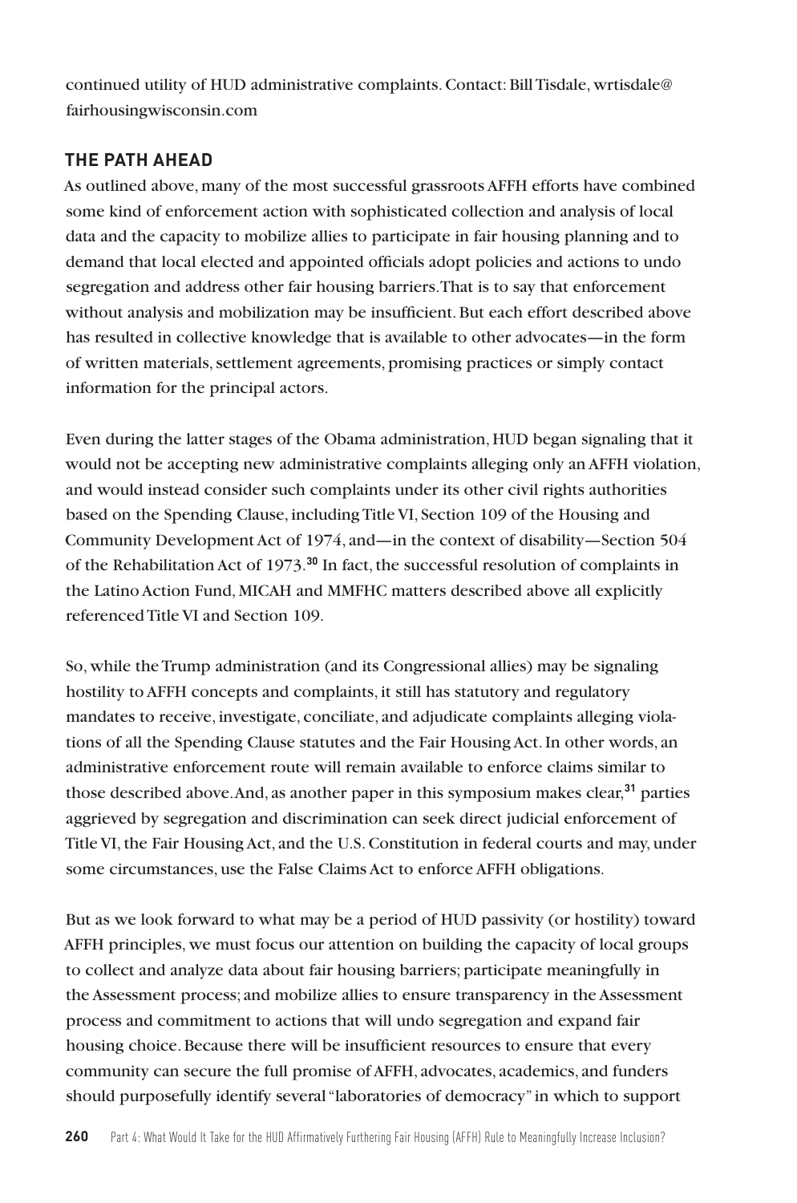continued utility of HUD administrative complaints. Contact: Bill Tisdale, wrtisdale@fairhousingwisconsin.com

## THE PATH AHEAD

As outlined above, many of the most successful grassroots AFFH efforts have combined some kind of enforcement action with sophisticated collection and analysis of local data and the capacity to mobilize allies to participate in fair housing planning and to demand that local elected and appointed officials adopt policies and actions to undo segregation and address other fair housing barriers. That is to say that enforcement without analysis and mobilization may be insufficient. But each effort described above has resulted in collective knowledge that is available to other advocates—in the form of written materials, settlement agreements, promising practices or simply contact information for the principal actors.

Even during the latter stages of the Obama administration, HUD began signaling that it would not be accepting new administrative complaints alleging only an AFFH violation, and would instead consider such complaints under its other civil rights authorities based on the Spending Clause, including Title VI, Section 109 of the Housing and Community Development Act of 1974, and—in the context of disability—Section 504 of the Rehabilitation Act of 1973.[30] In fact, the successful resolution of complaints in the Latino Action Fund, MICAH and MMFHC matters described above all explicitly referenced Title VI and Section 109.

So, while the Trump administration (and its Congressional allies) may be signaling hostility to AFFH concepts and complaints, it still has statutory and regulatory mandates to receive, investigate, conciliate, and adjudicate complaints alleging violations of all the Spending Clause statutes and the Fair Housing Act. In other words, an administrative enforcement route will remain available to enforce claims similar to those described above. And, as another paper in this symposium makes clear,[31] parties aggrieved by segregation and discrimination can seek direct judicial enforcement of Title VI, the Fair Housing Act, and the U.S. Constitution in federal courts and may, under some circumstances, use the False Claims Act to enforce AFFH obligations.

But as we look forward to what may be a period of HUD passivity (or hostility) toward AFFH principles, we must focus our attention on building the capacity of local groups to collect and analyze data about fair housing barriers; participate meaningfully in the Assessment process; and mobilize allies to ensure transparency in the Assessment process and commitment to actions that will undo segregation and expand fair housing choice. Because there will be insufficient resources to ensure that every community can secure the full promise of AFFH, advocates, academics, and funders should purposefully identify several "laboratories of democracy" in which to support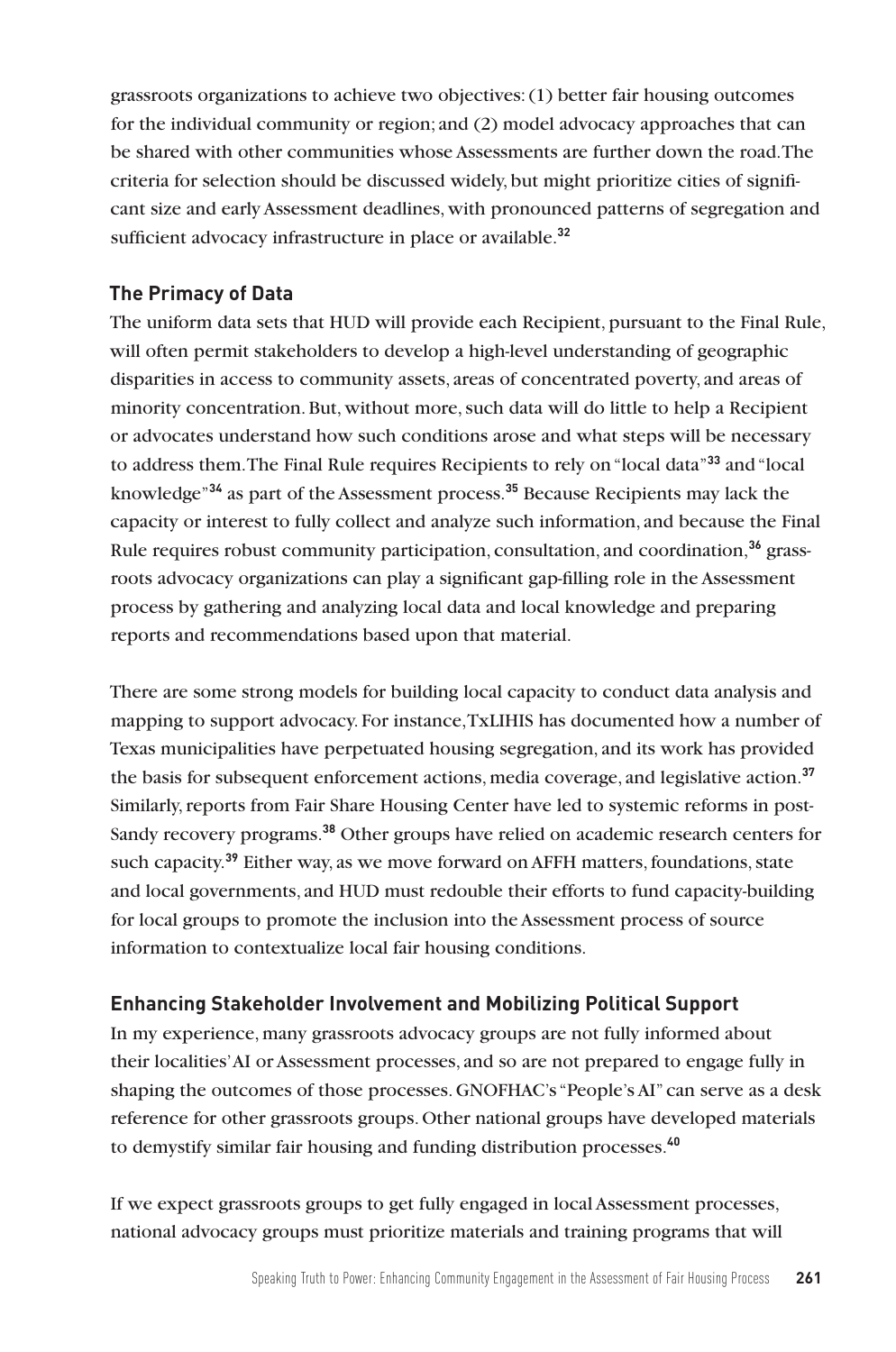grassroots organizations to achieve two objectives: (1) better fair housing outcomes for the individual community or region; and (2) model advocacy approaches that can be shared with other communities whose Assessments are further down the road. The criteria for selection should be discussed widely, but might prioritize cities of significant size and early Assessment deadlines, with pronounced patterns of segregation and sufficient advocacy infrastructure in place or available.[32]

### The Primacy of Data

The uniform data sets that HUD will provide each Recipient, pursuant to the Final Rule, will often permit stakeholders to develop a high-level understanding of geographic disparities in access to community assets, areas of concentrated poverty, and areas of minority concentration. But, without more, such data will do little to help a Recipient or advocates understand how such conditions arose and what steps will be necessary to address them. The Final Rule requires Recipients to rely on "local data"[33] and "local knowledge"[34] as part of the Assessment process.[35] Because Recipients may lack the capacity or interest to fully collect and analyze such information, and because the Final Rule requires robust community participation, consultation, and coordination,[36] grassroots advocacy organizations can play a significant gap-filling role in the Assessment process by gathering and analyzing local data and local knowledge and preparing reports and recommendations based upon that material.

There are some strong models for building local capacity to conduct data analysis and mapping to support advocacy. For instance, TxLIHIS has documented how a number of Texas municipalities have perpetuated housing segregation, and its work has provided the basis for subsequent enforcement actions, media coverage, and legislative action.[37] Similarly, reports from Fair Share Housing Center have led to systemic reforms in post-Sandy recovery programs.[38] Other groups have relied on academic research centers for such capacity.[39] Either way, as we move forward on AFFH matters, foundations, state and local governments, and HUD must redouble their efforts to fund capacity-building for local groups to promote the inclusion into the Assessment process of source information to contextualize local fair housing conditions.

### Enhancing Stakeholder Involvement and Mobilizing Political Support

In my experience, many grassroots advocacy groups are not fully informed about their localities' AI or Assessment processes, and so are not prepared to engage fully in shaping the outcomes of those processes. GNOFHAC's "People's AI" can serve as a desk reference for other grassroots groups. Other national groups have developed materials to demystify similar fair housing and funding distribution processes.[40]

If we expect grassroots groups to get fully engaged in local Assessment processes, national advocacy groups must prioritize materials and training programs that will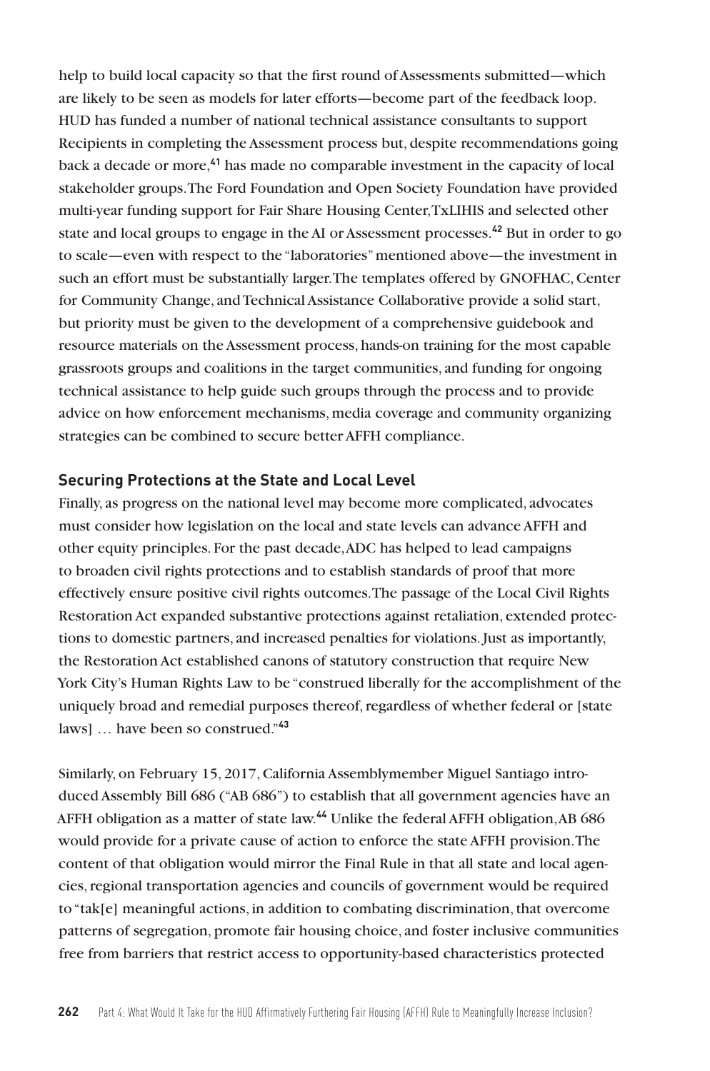help to build local capacity so that the first round of Assessments submitted—which are likely to be seen as models for later efforts—become part of the feedback loop. HUD has funded a number of national technical assistance consultants to support Recipients in completing the Assessment process but, despite recommendations going back a decade or more,[41] has made no comparable investment in the capacity of local stakeholder groups. The Ford Foundation and Open Society Foundation have provided multi-year funding support for Fair Share Housing Center, TxLIHIS and selected other state and local groups to engage in the AI or Assessment processes.[42] But in order to go to scale—even with respect to the "laboratories" mentioned above—the investment in such an effort must be substantially larger. The templates offered by GNOFHAC, Center for Community Change, and Technical Assistance Collaborative provide a solid start, but priority must be given to the development of a comprehensive guidebook and resource materials on the Assessment process, hands-on training for the most capable grassroots groups and coalitions in the target communities, and funding for ongoing technical assistance to help guide such groups through the process and to provide advice on how enforcement mechanisms, media coverage and community organizing strategies can be combined to secure better AFFH compliance.

## Securing Protections at the State and Local Level

Finally, as progress on the national level may become more complicated, advocates must consider how legislation on the local and state levels can advance AFFH and other equity principles. For the past decade, ADC has helped to lead campaigns to broaden civil rights protections and to establish standards of proof that more effectively ensure positive civil rights outcomes. The passage of the Local Civil Rights Restoration Act expanded substantive protections against retaliation, extended protections to domestic partners, and increased penalties for violations. Just as importantly, the Restoration Act established canons of statutory construction that require New York City's Human Rights Law to be "construed liberally for the accomplishment of the uniquely broad and remedial purposes thereof, regardless of whether federal or [state laws] … have been so construed."[43]

Similarly, on February 15, 2017, California Assemblymember Miguel Santiago introduced Assembly Bill 686 ("AB 686") to establish that all government agencies have an AFFH obligation as a matter of state law.[44] Unlike the federal AFFH obligation, AB 686 would provide for a private cause of action to enforce the state AFFH provision. The content of that obligation would mirror the Final Rule in that all state and local agencies, regional transportation agencies and councils of government would be required to "tak[e] meaningful actions, in addition to combating discrimination, that overcome patterns of segregation, promote fair housing choice, and foster inclusive communities free from barriers that restrict access to opportunity-based characteristics protected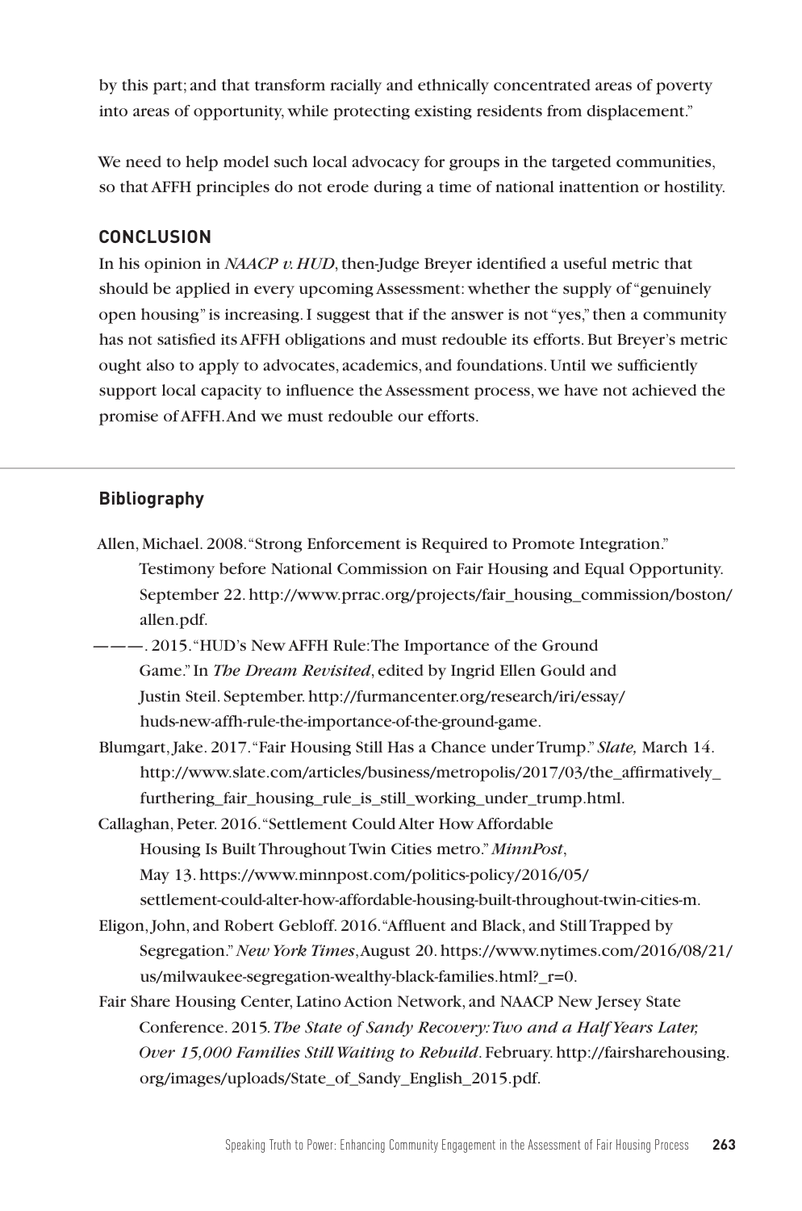by this part; and that transform racially and ethnically concentrated areas of poverty into areas of opportunity, while protecting existing residents from displacement."

We need to help model such local advocacy for groups in the targeted communities, so that AFFH principles do not erode during a time of national inattention or hostility.

## CONCLUSION

In his opinion in *NAACP v. HUD*, then-Judge Breyer identified a useful metric that should be applied in every upcoming Assessment: whether the supply of "genuinely open housing" is increasing. I suggest that if the answer is not "yes," then a community has not satisfied its AFFH obligations and must redouble its efforts. But Breyer's metric ought also to apply to advocates, academics, and foundations. Until we sufficiently support local capacity to influence the Assessment process, we have not achieved the promise of AFFH. And we must redouble our efforts.

## Bibliography

Allen, Michael. 2008. "Strong Enforcement is Required to Promote Integration." Testimony before National Commission on Fair Housing and Equal Opportunity. September 22. http://www.prrac.org/projects/fair_housing_commission/boston/allen.pdf.

———. 2015. "HUD's New AFFH Rule: The Importance of the Ground Game." In *The Dream Revisited*, edited by Ingrid Ellen Gould and Justin Steil. September. http://furmancenter.org/research/iri/essay/huds-new-affh-rule-the-importance-of-the-ground-game.

Blumgart, Jake. 2017. "Fair Housing Still Has a Chance under Trump." *Slate,* March 14. http://www.slate.com/articles/business/metropolis/2017/03/the_affirmatively_furthering_fair_housing_rule_is_still_working_under_trump.html.

Callaghan, Peter. 2016. "Settlement Could Alter How Affordable Housing Is Built Throughout Twin Cities metro." *MinnPost*, May 13. https://www.minnpost.com/politics-policy/2016/05/settlement-could-alter-how-affordable-housing-built-throughout-twin-cities-m.

Eligon, John, and Robert Gebloff. 2016. "Affluent and Black, and Still Trapped by Segregation." *New York Times*, August 20. https://www.nytimes.com/2016/08/21/us/milwaukee-segregation-wealthy-black-families.html?_r=0.

Fair Share Housing Center, Latino Action Network, and NAACP New Jersey State Conference. 2015. *The State of Sandy Recovery: Two and a Half Years Later, Over 15,000 Families Still Waiting to Rebuild*. February. http://fairsharehousing.org/images/uploads/State_of_Sandy_English_2015.pdf.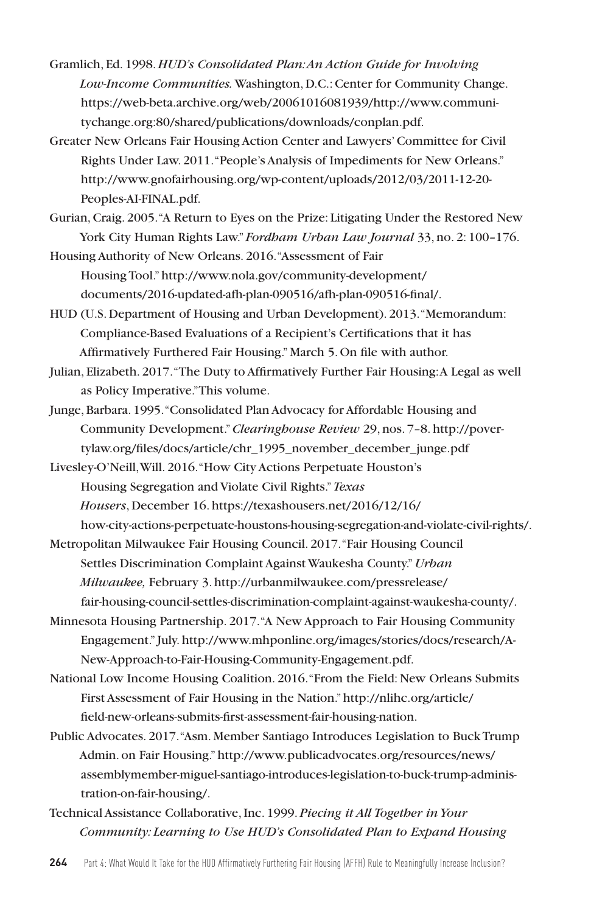Gramlich, Ed. 1998. *HUD's Consolidated Plan: An Action Guide for Involving Low-Income Communities.* Washington, D.C.: Center for Community Change. https://web-beta.archive.org/web/20061016081939/http://www.communitychange.org:80/shared/publications/downloads/conplan.pdf.

Greater New Orleans Fair Housing Action Center and Lawyers' Committee for Civil Rights Under Law. 2011. "People's Analysis of Impediments for New Orleans." http://www.gnofairhousing.org/wp-content/uploads/2012/03/2011-12-20-Peoples-AI-FINAL.pdf.

Gurian, Craig. 2005. "A Return to Eyes on the Prize: Litigating Under the Restored New York City Human Rights Law." *Fordham Urban Law Journal* 33, no. 2: 100–176.

Housing Authority of New Orleans. 2016. "Assessment of Fair Housing Tool." http://www.nola.gov/community-development/documents/2016-updated-afh-plan-090516/afh-plan-090516-final/.

HUD (U.S. Department of Housing and Urban Development). 2013. "Memorandum: Compliance-Based Evaluations of a Recipient's Certifications that it has Affirmatively Furthered Fair Housing." March 5. On file with author.

Julian, Elizabeth. 2017. "The Duty to Affirmatively Further Fair Housing: A Legal as well as Policy Imperative." This volume.

Junge, Barbara. 1995. "Consolidated Plan Advocacy for Affordable Housing and Community Development." *Clearinghouse Review* 29, nos. 7–8. http://povertylaw.org/files/docs/article/chr_1995_november_december_junge.pdf

Livesley-O'Neill, Will. 2016. "How City Actions Perpetuate Houston's Housing Segregation and Violate Civil Rights." *Texas Housers*, December 16. https://texashousers.net/2016/12/16/how-city-actions-perpetuate-houstons-housing-segregation-and-violate-civil-rights/.

Metropolitan Milwaukee Fair Housing Council. 2017. "Fair Housing Council Settles Discrimination Complaint Against Waukesha County." *Urban Milwaukee,* February 3. http://urbanmilwaukee.com/pressrelease/fair-housing-council-settles-discrimination-complaint-against-waukesha-county/.

Minnesota Housing Partnership. 2017. "A New Approach to Fair Housing Community Engagement." July. http://www.mhponline.org/images/stories/docs/research/A-New-Approach-to-Fair-Housing-Community-Engagement.pdf.

National Low Income Housing Coalition. 2016. "From the Field: New Orleans Submits First Assessment of Fair Housing in the Nation." http://nlihc.org/article/field-new-orleans-submits-first-assessment-fair-housing-nation.

Public Advocates. 2017. "Asm. Member Santiago Introduces Legislation to Buck Trump Admin. on Fair Housing." http://www.publicadvocates.org/resources/news/assemblymember-miguel-santiago-introduces-legislation-to-buck-trump-administration-on-fair-housing/.

Technical Assistance Collaborative, Inc. 1999. *Piecing it All Together in Your Community: Learning to Use HUD's Consolidated Plan to Expand Housing*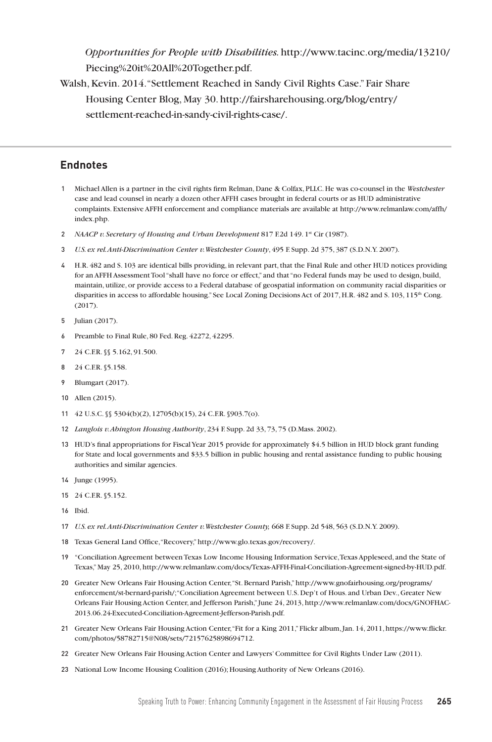*Opportunities for People with Disabilities.* http://www.tacinc.org/media/13210/Piecing%20it%20All%20Together.pdf.

Walsh, Kevin. 2014. "Settlement Reached in Sandy Civil Rights Case." Fair Share Housing Center Blog, May 30. http://fairsharehousing.org/blog/entry/settlement-reached-in-sandy-civil-rights-case/.

## Endnotes

1. Michael Allen is a partner in the civil rights firm Relman, Dane & Colfax, PLLC. He was co-counsel in the *Westchester* case and lead counsel in nearly a dozen other AFFH cases brought in federal courts or as HUD administrative complaints. Extensive AFFH enforcement and compliance materials are available at http://www.relmanlaw.com/affh/index.php.
2. *NAACP v. Secretary of Housing and Urban Development* 817 F.2d 149. 1st Cir (1987).
3. *U.S. ex rel. Anti-Discrimination Center v. Westchester County*, 495 F. Supp. 2d 375, 387 (S.D.N.Y. 2007).
4. H.R. 482 and S. 103 are identical bills providing, in relevant part, that the Final Rule and other HUD notices providing for an AFFH Assessment Tool "shall have no force or effect," and that "no Federal funds may be used to design, build, maintain, utilize, or provide access to a Federal database of geospatial information on community racial disparities or disparities in access to affordable housing." See Local Zoning Decisions Act of 2017, H.R. 482 and S. 103, 115th Cong. (2017).
5. Julian (2017).
6. Preamble to Final Rule, 80 Fed. Reg. 42272, 42295.
7. 24 C.F.R. §§ 5.162, 91.500.
8. 24 C.F.R. §5.158.
9. Blumgart (2017).
10. Allen (2015).
11. 42 U.S.C. §§ 5304(b)(2), 12705(b)(15), 24 C.F.R. §903.7(o).
12. *Langlois v. Abington Housing Authority*, 234 F. Supp. 2d 33, 73, 75 (D.Mass. 2002).
13. HUD's final appropriations for Fiscal Year 2015 provide for approximately $4.5 billion in HUD block grant funding for State and local governments and $33.5 billion in public housing and rental assistance funding to public housing authorities and similar agencies.
14. Junge (1995).
15. 24 C.F.R. §5.152.
16. Ibid.
17. *U.S. ex rel. Anti-Discrimination Center v. Westchester County,* 668 F. Supp. 2d 548, 563 (S.D.N.Y. 2009).
18. Texas General Land Office, "Recovery," http://www.glo.texas.gov/recovery/.
19. "Conciliation Agreement between Texas Low Income Housing Information Service, Texas Appleseed, and the State of Texas," May 25, 2010, http://www.relmanlaw.com/docs/Texas-AFFH-Final-Conciliation-Agreement-signed-by-HUD.pdf.
20. Greater New Orleans Fair Housing Action Center, "St. Bernard Parish," http://www.gnofairhousing.org/programs/enforcement/st-bernard-parish/; "Conciliation Agreement between U.S. Dep't of Hous. and Urban Dev., Greater New Orleans Fair Housing Action Center, and Jefferson Parish," June 24, 2013, http://www.relmanlaw.com/docs/GNOFHAC-2013.06.24-Executed-Conciliation-Agreement-Jefferson-Parish.pdf.
21. Greater New Orleans Fair Housing Action Center, "Fit for a King 2011," Flickr album, Jan. 14, 2011, https://www.flickr.com/photos/58782715@N08/sets/72157625898694712.
22. Greater New Orleans Fair Housing Action Center and Lawyers' Committee for Civil Rights Under Law (2011).
23. National Low Income Housing Coalition (2016); Housing Authority of New Orleans (2016).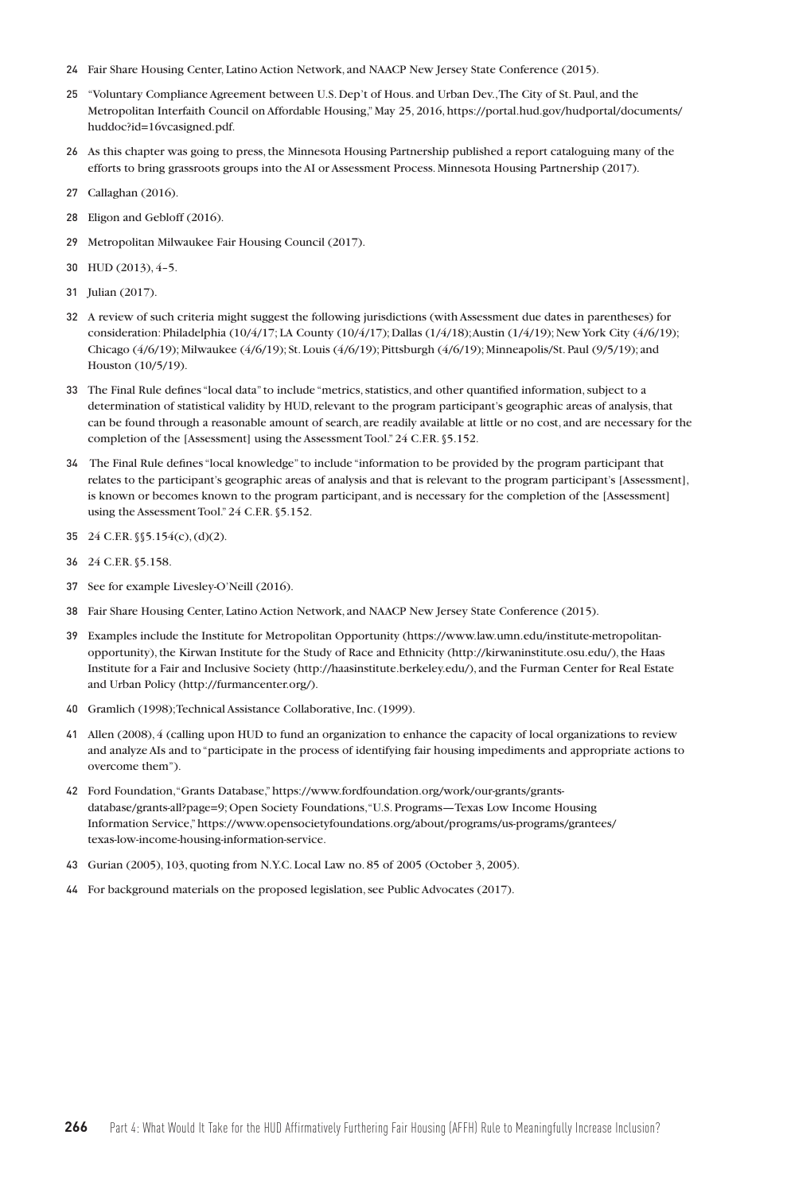24 Fair Share Housing Center, Latino Action Network, and NAACP New Jersey State Conference (2015).

25 "Voluntary Compliance Agreement between U.S. Dep't of Hous. and Urban Dev., The City of St. Paul, and the Metropolitan Interfaith Council on Affordable Housing," May 25, 2016, https://portal.hud.gov/hudportal/documents/huddoc?id=16vcasigned.pdf.

26 As this chapter was going to press, the Minnesota Housing Partnership published a report cataloguing many of the efforts to bring grassroots groups into the AI or Assessment Process. Minnesota Housing Partnership (2017).

27 Callaghan (2016).

28 Eligon and Gebloff (2016).

29 Metropolitan Milwaukee Fair Housing Council (2017).

30 HUD (2013), 4–5.

31 Julian (2017).

32 A review of such criteria might suggest the following jurisdictions (with Assessment due dates in parentheses) for consideration: Philadelphia (10/4/17; LA County (10/4/17); Dallas (1/4/18); Austin (1/4/19); New York City (4/6/19); Chicago (4/6/19); Milwaukee (4/6/19); St. Louis (4/6/19); Pittsburgh (4/6/19); Minneapolis/St. Paul (9/5/19); and Houston (10/5/19).

33 The Final Rule defines "local data" to include "metrics, statistics, and other quantified information, subject to a determination of statistical validity by HUD, relevant to the program participant's geographic areas of analysis, that can be found through a reasonable amount of search, are readily available at little or no cost, and are necessary for the completion of the [Assessment] using the Assessment Tool." 24 C.F.R. §5.152.

34 The Final Rule defines "local knowledge" to include "information to be provided by the program participant that relates to the participant's geographic areas of analysis and that is relevant to the program participant's [Assessment], is known or becomes known to the program participant, and is necessary for the completion of the [Assessment] using the Assessment Tool." 24 C.F.R. §5.152.

35 24 C.F.R. §§5.154(c), (d)(2).

36 24 C.F.R. §5.158.

37 See for example Livesley-O'Neill (2016).

38 Fair Share Housing Center, Latino Action Network, and NAACP New Jersey State Conference (2015).

39 Examples include the Institute for Metropolitan Opportunity (https://www.law.umn.edu/institute-metropolitan-opportunity), the Kirwan Institute for the Study of Race and Ethnicity (http://kirwaninstitute.osu.edu/), the Haas Institute for a Fair and Inclusive Society (http://haasinstitute.berkeley.edu/), and the Furman Center for Real Estate and Urban Policy (http://furmancenter.org/).

40 Gramlich (1998); Technical Assistance Collaborative, Inc. (1999).

41 Allen (2008), 4 (calling upon HUD to fund an organization to enhance the capacity of local organizations to review and analyze AIs and to "participate in the process of identifying fair housing impediments and appropriate actions to overcome them").

42 Ford Foundation, "Grants Database," https://www.fordfoundation.org/work/our-grants/grants-database/grants-all?page=9; Open Society Foundations, "U.S. Programs—Texas Low Income Housing Information Service," https://www.opensocietyfoundations.org/about/programs/us-programs/grantees/texas-low-income-housing-information-service.

43 Gurian (2005), 103, quoting from N.Y.C. Local Law no. 85 of 2005 (October 3, 2005).

44 For background materials on the proposed legislation, see Public Advocates (2017).